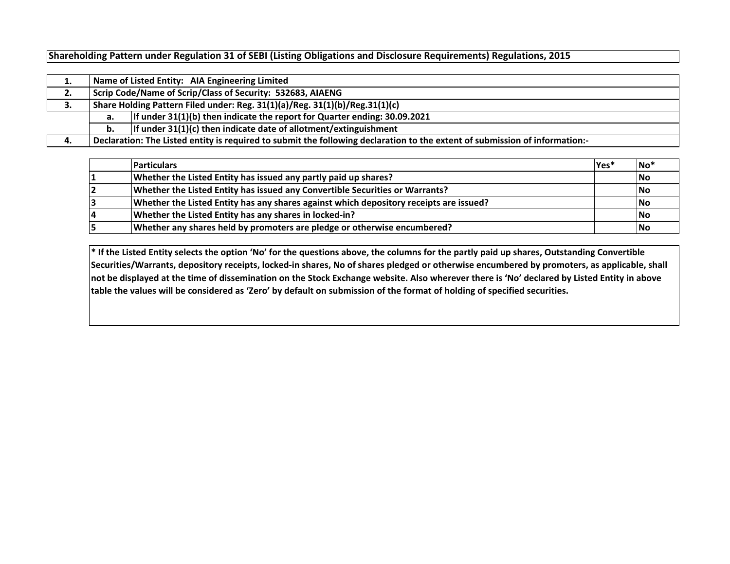**Shareholding Pattern under Regulation 31 of SEBI (Listing Obligations and Disclosure Requirements) Regulations, 2015**

| | | |
|---|---|---|
| 1. | Name of Listed Entity: AIA Engineering Limited | |
| 2. | Scrip Code/Name of Scrip/Class of Security: 532683, AIAENG | |
| 3. | Share Holding Pattern Filed under: Reg. 31(1)(a)/Reg. 31(1)(b)/Reg.31(1)(c) | |
| | a. | If under 31(1)(b) then indicate the report for Quarter ending: 30.09.2021 |
| | b. | If under 31(1)(c) then indicate date of allotment/extinguishment |
| 4. | Declaration: The Listed entity is required to submit the following declaration to the extent of submission of information:- | |

| | Particulars | Yes* | No* |
|---|---|---|---|
| 1 | Whether the Listed Entity has issued any partly paid up shares? | | No |
| 2 | Whether the Listed Entity has issued any Convertible Securities or Warrants? | | No |
| 3 | Whether the Listed Entity has any shares against which depository receipts are issued? | | No |
| 4 | Whether the Listed Entity has any shares in locked-in? | | No |
| 5 | Whether any shares held by promoters are pledge or otherwise encumbered? | | No |

**\* If the Listed Entity selects the option 'No' for the questions above, the columns for the partly paid up shares, Outstanding Convertible Securities/Warrants, depository receipts, locked-in shares, No of shares pledged or otherwise encumbered by promoters, as applicable, shall not be displayed at the time of dissemination on the Stock Exchange website. Also wherever there is 'No' declared by Listed Entity in above table the values will be considered as 'Zero' by default on submission of the format of holding of specified securities.**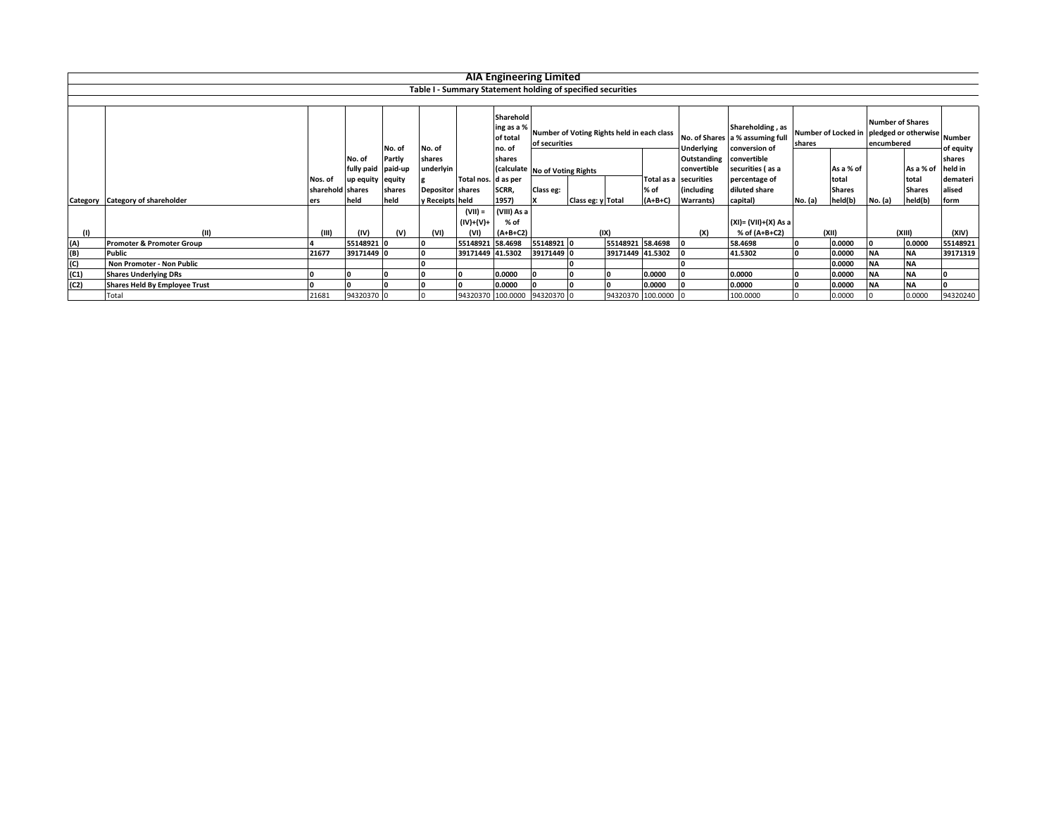# AIA Engineering Limited

## Table I - Summary Statement holding of specified securities

| Category | Category of shareholder | Nos. of shareholders | No. of fully paid up equity shares held | No. of Partly paid-up equity shares held | No. of shares underlying Depository Receipts | Total nos. shares held | Shareholding as a % of total no. of shares (calculated as per SCRR, 1957) | Number of Voting Rights held in each class of securities | | | | No. of Shares Underlying Outstanding convertible securities (including Warrants) | Shareholding , as a % assuming full conversion of convertible securities ( as a percentage of diluted share capital) | Number of Locked in shares | | Number of Shares pledged or otherwise encumbered | | Number of equity shares held in dematerialised form |
|---|---|---|---|---|---|---|---|---|---|---|---|---|---|---|---|---|---|---|
| | | | | | | | | No of Voting Rights | | | Total as a % of (A+B+C) | | | No. (a) | As a % of total Shares held(b) | No. (a) | As a % of total Shares held(b) | |
| | | | | | | | | Class eg: X | Class eg: y | Total | | | | | | | | |
| (I) | (II) | (III) | (IV) | (V) | (VI) | (VII) = (IV)+(V)+ (VI) | (VIII) As a % of (A+B+C2) | (IX) | | | | (X) | (XI)= (VII)+(X) As a % of (A+B+C2) | (XII) | | (XIII) | | (XIV) |
| (A) | Promoter & Promoter Group | 4 | 55148921 | 0 | 0 | 55148921 | 58.4698 | 55148921 | 0 | 55148921 | 58.4698 | 0 | 58.4698 | 0 | 0.0000 | 0 | 0.0000 | 55148921 |
| (B) | Public | 21677 | 39171449 | 0 | 0 | 39171449 | 41.5302 | 39171449 | 0 | 39171449 | 41.5302 | 0 | 41.5302 | 0 | 0.0000 | NA | NA | 39171319 |
| (C) | Non Promoter - Non Public | | | | 0 | | | | 0 | | | 0 | | | 0.0000 | NA | NA | |
| (C1) | Shares Underlying DRs | 0 | 0 | 0 | 0 | 0 | 0.0000 | 0 | 0 | 0 | 0.0000 | 0 | 0.0000 | 0 | 0.0000 | NA | NA | 0 |
| (C2) | Shares Held By Employee Trust | 0 | 0 | 0 | 0 | 0 | 0.0000 | 0 | 0 | 0 | 0.0000 | 0 | 0.0000 | 0 | 0.0000 | NA | NA | 0 |
| | Total | 21681 | 94320370 | 0 | 0 | 94320370 | 100.0000 | 94320370 | 0 | 94320370 | 100.0000 | 0 | 100.0000 | 0 | 0.0000 | 0 | 0.0000 | 94320240 |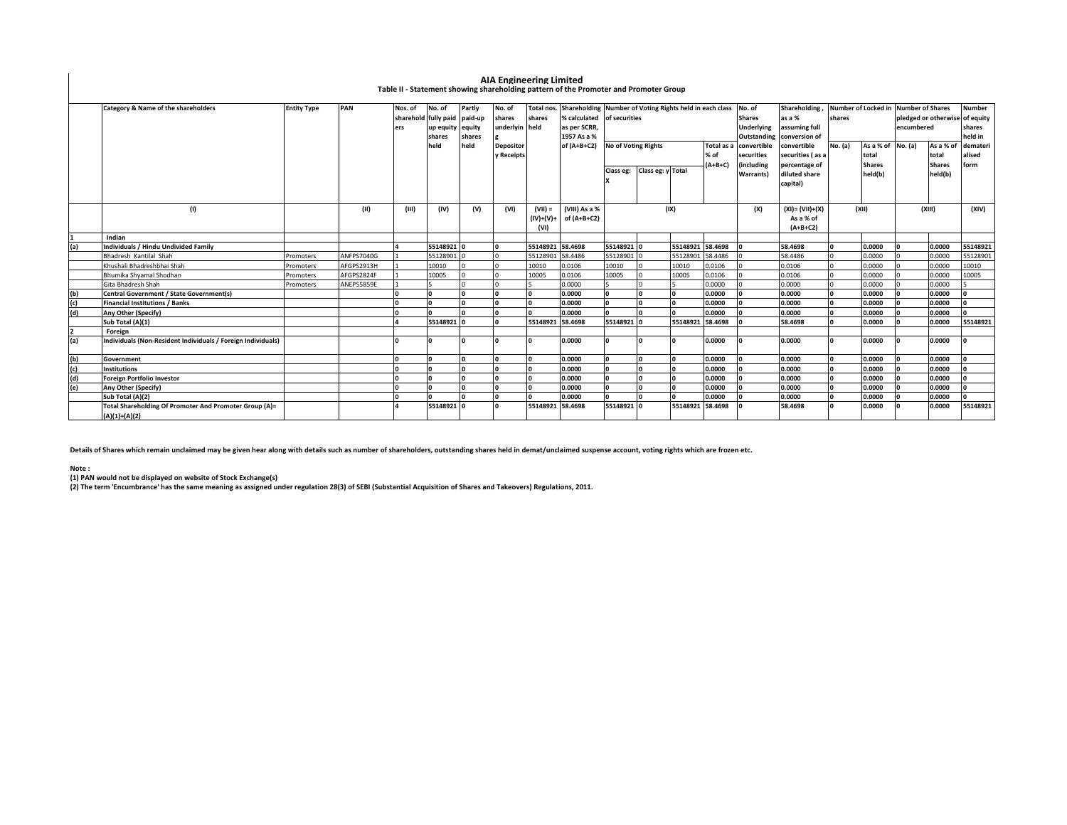# AIA Engineering Limited

## Table II - Statement showing shareholding pattern of the Promoter and Promoter Group

| | Category & Name of the shareholders | Entity Type | PAN | Nos. of shareholders | No. of fully paid up equity shares held | Partly paid-up equity shares held | No. of shares underlying Depository Receipts | Total nos. shares held | Shareholding % calculated as per SCRR, 1957 As a % of (A+B+C2) | Number of Voting Rights held in each class of securities | | | | No. of Shares Underlying Outstanding convertible securities (including Warrants) | Shareholding , as a % assuming full conversion of convertible securities ( as a percentage of diluted share capital) | Number of Locked in shares | | Number of Shares pledged or otherwise encumbered | | Number of equity shares held in dematerialised form |
|---|---|---|---|---|---|---|---|---|---|---|---|---|---|---|---|---|---|---|---|---|
| | | | | | | | | | | No of Voting Rights | | | Total as a % of (A+B+C) | | | No. (a) | As a % of total Shares held(b) | No. (a) | As a % of total Shares held(b) | |
| | | | | | | | | | | Class eg: X | Class eg: y | Total | | | | | | | | |
| | (I) | | (II) | (III) | (IV) | (V) | (VI) | (VII) = (IV)+(V)+ (VI) | (VIII) As a % of (A+B+C2) | (IX) | | | | (X) | (XI)= (VII)+(X) As a % of (A+B+C2) | (XII) | | (XIII) | | (XIV) |
| 1 | Indian | | | | | | | | | | | | | | | | | | | |
| (a) | Individuals / Hindu Undivided Family | | | 4 | 55148921 | 0 | 0 | 55148921 | 58.4698 | 55148921 | 0 | 55148921 | 58.4698 | 0 | 58.4698 | 0 | 0.0000 | 0 | 0.0000 | 55148921 |
| | Bhadresh Kantilal Shah | Promoters | ANFPS7040G | 1 | 55128901 | 0 | 0 | 55128901 | 58.4486 | 55128901 | 0 | 55128901 | 58.4486 | 0 | 58.4486 | 0 | 0.0000 | 0 | 0.0000 | 55128901 |
| | Khushali Bhadreshbhai Shah | Promoters | AFGPS2913H | 1 | 10010 | 0 | 0 | 10010 | 0.0106 | 10010 | 0 | 10010 | 0.0106 | 0 | 0.0106 | 0 | 0.0000 | 0 | 0.0000 | 10010 |
| | Bhumika Shyamal Shodhan | Promoters | AFGPS2824F | 1 | 10005 | 0 | 0 | 10005 | 0.0106 | 10005 | 0 | 10005 | 0.0106 | 0 | 0.0106 | 0 | 0.0000 | 0 | 0.0000 | 10005 |
| | Gita Bhadresh Shah | Promoters | ANEPS5859E | 1 | 5 | 0 | 0 | 5 | 0.0000 | 5 | 0 | 5 | 0.0000 | 0 | 0.0000 | 0 | 0.0000 | 0 | 0.0000 | 5 |
| (b) | Central Government / State Government(s) | | | 0 | 0 | 0 | 0 | 0 | 0.0000 | 0 | 0 | 0 | 0.0000 | 0 | 0.0000 | 0 | 0.0000 | 0 | 0.0000 | 0 |
| (c) | Financial Institutions / Banks | | | 0 | 0 | 0 | 0 | 0 | 0.0000 | 0 | 0 | 0 | 0.0000 | 0 | 0.0000 | 0 | 0.0000 | 0 | 0.0000 | 0 |
| (d) | Any Other (Specify) | | | 0 | 0 | 0 | 0 | 0 | 0.0000 | 0 | 0 | 0 | 0.0000 | 0 | 0.0000 | 0 | 0.0000 | 0 | 0.0000 | 0 |
| | Sub Total (A)(1) | | | 4 | 55148921 | 0 | 0 | 55148921 | 58.4698 | 55148921 | 0 | 55148921 | 58.4698 | 0 | 58.4698 | 0 | 0.0000 | 0 | 0.0000 | 55148921 |
| 2 | Foreign | | | | | | | | | | | | | | | | | | | |
| (a) | Individuals (Non-Resident Individuals / Foreign Individuals) | | | 0 | 0 | 0 | 0 | 0 | 0.0000 | 0 | 0 | 0 | 0.0000 | 0 | 0.0000 | 0 | 0.0000 | 0 | 0.0000 | 0 |
| (b) | Government | | | 0 | 0 | 0 | 0 | 0 | 0.0000 | 0 | 0 | 0 | 0.0000 | 0 | 0.0000 | 0 | 0.0000 | 0 | 0.0000 | 0 |
| (c) | Institutions | | | 0 | 0 | 0 | 0 | 0 | 0.0000 | 0 | 0 | 0 | 0.0000 | 0 | 0.0000 | 0 | 0.0000 | 0 | 0.0000 | 0 |
| (d) | Foreign Portfolio Investor | | | 0 | 0 | 0 | 0 | 0 | 0.0000 | 0 | 0 | 0 | 0.0000 | 0 | 0.0000 | 0 | 0.0000 | 0 | 0.0000 | 0 |
| (e) | Any Other (Specify) | | | 0 | 0 | 0 | 0 | 0 | 0.0000 | 0 | 0 | 0 | 0.0000 | 0 | 0.0000 | 0 | 0.0000 | 0 | 0.0000 | 0 |
| | Sub Total (A)(2) | | | 0 | 0 | 0 | 0 | 0 | 0.0000 | 0 | 0 | 0 | 0.0000 | 0 | 0.0000 | 0 | 0.0000 | 0 | 0.0000 | 0 |
| | Total Shareholding Of Promoter And Promoter Group (A)= (A)(1)+(A)(2) | | | 4 | 55148921 | 0 | 0 | 55148921 | 58.4698 | 55148921 | 0 | 55148921 | 58.4698 | 0 | 58.4698 | 0 | 0.0000 | 0 | 0.0000 | 55148921 |

**Details of Shares which remain unclaimed may be given hear along with details such as number of shareholders, outstanding shares held in demat/unclaimed suspense account, voting rights which are frozen etc.**

**Note :**

**(1) PAN would not be displayed on website of Stock Exchange(s)**

**(2) The term 'Encumbrance' has the same meaning as assigned under regulation 28(3) of SEBI (Substantial Acquisition of Shares and Takeovers) Regulations, 2011.**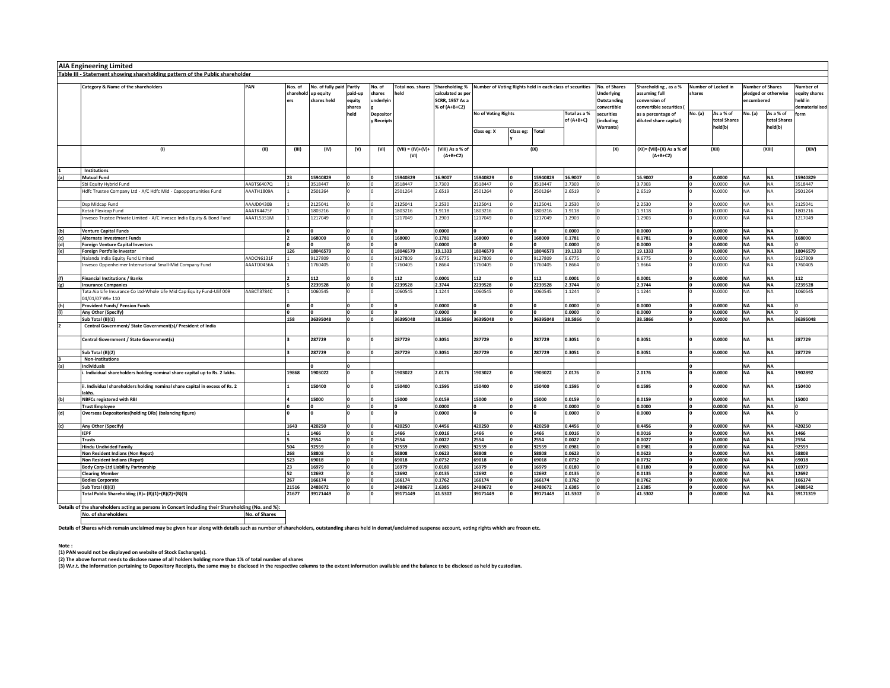## AIA Engineering Limited

### Table III - Statement showing shareholding pattern of the Public shareholder

| | Category & Name of the shareholders | PAN | Nos. of shareholders | No. of fully paid up equity shares held | Partly paid-up equity shares held | No. of shares underlying Depository Receipts | Total nos. shares held | Shareholding % calculated as per SCRR, 1957 As a % of (A+B+C2) | Number of Voting Rights held in each class of securities | | | | No. of Shares Underlying Outstanding convertible securities (including Warrants) | Shareholding , as a % assuming full conversion of convertible securities ( as a percentage of diluted share capital) | Number of Locked in shares | | Number of Shares pledged or otherwise encumbered | | Number of equity shares held in dematerialised form |
|---|---|---|---|---|---|---|---|---|---|---|---|---|---|---|---|---|---|---|---|
| | | | | | | | | | No of Voting Rights | | | Total as a % of (A+B+C) | | | No. (a) | As a % of total Shares held(b) | No. (a) | As a % of total Shares held(b) | |
| | | | | | | | | | Class eg: X | Class eg: y | Total | | | | | | | | |
| | (I) | (II) | (III) | (IV) | (V) | (VI) | (VII) = (IV)+(V)+ (VI) | (VIII) As a % of (A+B+C2) | (IX) | | | | (X) | (XI)= (VII)+(X) As a % of (A+B+C2) | (XII) | | (XIII) | | (XIV) |
| 1 | **Institutions** | | | | | | | | | | | | | | | | | | |
| (a) | **Mutual Fund** | | 23 | 15940829 | 0 | 0 | 15940829 | 16.9007 | 15940829 | 0 | 15940829 | 16.9007 | 0 | 16.9007 | 0 | 0.0000 | NA | NA | 15940829 |
| | Sbi Equity Hybrid Fund | AABTS6407Q | 1 | 3518447 | 0 | 0 | 3518447 | 3.7303 | 3518447 | 0 | 3518447 | 3.7303 | 0 | 3.7303 | 0 | 0.0000 | NA | NA | 3518447 |
| | Hdfc Trustee Company Ltd - A/C Hdfc Mid - Capopportunities Fund | AAATH1809A | 1 | 2501264 | 0 | 0 | 2501264 | 2.6519 | 2501264 | 0 | 2501264 | 2.6519 | 0 | 2.6519 | 0 | 0.0000 | NA | NA | 2501264 |
| | Dsp Midcap Fund | AAAJD0430B | 1 | 2125041 | 0 | 0 | 2125041 | 2.2530 | 2125041 | 0 | 2125041 | 2.2530 | 0 | 2.2530 | 0 | 0.0000 | NA | NA | 2125041 |
| | Kotak Flexicap Fund | AAATK4475F | 1 | 1803216 | 0 | 0 | 1803216 | 1.9118 | 1803216 | 0 | 1803216 | 1.9118 | 0 | 1.9118 | 0 | 0.0000 | NA | NA | 1803216 |
| | Invesco Trustee Private Limited - A/C Invesco India Equity & Bond Fund | AAATL5351M | 1 | 1217049 | 0 | 0 | 1217049 | 1.2903 | 1217049 | 0 | 1217049 | 1.2903 | 0 | 1.2903 | 0 | 0.0000 | NA | NA | 1217049 |
| (b) | **Venture Capital Funds** | | 0 | 0 | 0 | 0 | 0 | 0.0000 | 0 | 0 | 0 | 0.0000 | 0 | 0.0000 | 0 | 0.0000 | NA | NA | 0 |
| (c) | **Alternate Investment Funds** | | 2 | 168000 | 0 | 0 | 168000 | 0.1781 | 168000 | 0 | 168000 | 0.1781 | 0 | 0.1781 | 0 | 0.0000 | NA | NA | 168000 |
| (d) | **Foreign Venture Capital Investors** | | 0 | 0 | 0 | 0 | 0 | 0.0000 | 0 | 0 | 0 | 0.0000 | 0 | 0.0000 | 0 | 0.0000 | NA | NA | 0 |
| (e) | **Foreign Portfolio Investor** | | 126 | 18046579 | 0 | 0 | 18046579 | 19.1333 | 18046579 | 0 | 18046579 | 19.1333 | 0 | 19.1333 | 0 | 0.0000 | NA | NA | 18046579 |
| | Nalanda India Equity Fund Limited | AADCN6131F | 1 | 9127809 | 0 | 0 | 9127809 | 9.6775 | 9127809 | 0 | 9127809 | 9.6775 | 0 | 9.6775 | 0 | 0.0000 | NA | NA | 9127809 |
| | Invesco Oppenheimer International Small-Mid Company Fund | AAATO0456A | 1 | 1760405 | 0 | 0 | 1760405 | 1.8664 | 1760405 | 0 | 1760405 | 1.8664 | 0 | 1.8664 | 0 | 0.0000 | NA | NA | 1760405 |
| (f) | **Financial Institutions / Banks** | | 2 | 112 | 0 | 0 | 112 | 0.0001 | 112 | 0 | 112 | 0.0001 | 0 | 0.0001 | 0 | 0.0000 | NA | NA | 112 |
| (g) | **Insurance Companies** | | 5 | 2239528 | 0 | 0 | 2239528 | 2.3744 | 2239528 | 0 | 2239528 | 2.3744 | 0 | 2.3744 | 0 | 0.0000 | NA | NA | 2239528 |
| | Tata Aia Life Insurance Co Ltd-Whole Life Mid Cap Equity Fund-Ulif 009 04/01/07 Wle 110 | AABCT3784C | 1 | 1060545 | 0 | 0 | 1060545 | 1.1244 | 1060545 | 0 | 1060545 | 1.1244 | 0 | 1.1244 | 0 | 0.0000 | NA | NA | 1060545 |
| (h) | **Provident Funds/ Pension Funds** | | 0 | 0 | 0 | 0 | 0 | 0.0000 | 0 | 0 | 0 | 0.0000 | 0 | 0.0000 | 0 | 0.0000 | NA | NA | 0 |
| (i) | **Any Other (Specify)** | | 0 | 0 | 0 | 0 | 0 | 0.0000 | 0 | 0 | 0 | 0.0000 | 0 | 0.0000 | 0 | 0.0000 | NA | NA | 0 |
| | **Sub Total (B)(1)** | | 158 | 36395048 | 0 | 0 | 36395048 | 38.5866 | 36395048 | 0 | 36395048 | 38.5866 | 0 | 38.5866 | 0 | 0.0000 | NA | NA | 36395048 |
| 2 | **Central Government/ State Government(s)/ President of India** | | | | | | | | | | | | | | | | | | |
| | **Central Government / State Government(s)** | | 3 | 287729 | 0 | 0 | 287729 | 0.3051 | 287729 | 0 | 287729 | 0.3051 | 0 | 0.3051 | 0 | 0.0000 | NA | NA | 287729 |
| | **Sub Total (B)(2)** | | 3 | 287729 | 0 | 0 | 287729 | 0.3051 | 287729 | 0 | 287729 | 0.3051 | 0 | 0.3051 | 0 | 0.0000 | NA | NA | 287729 |
| 3 | **Non-Institutions** | | | | | | | | | | | | | | | | | | |
| (a) | **Individuals** | | | 0 | 0 | | | | | | | | | | 0 | | NA | NA | |
| | **i. Individual shareholders holding nominal share capital up to Rs. 2 lakhs.** | | 19868 | 1903022 | 0 | 0 | 1903022 | 2.0176 | 1903022 | 0 | 1903022 | 2.0176 | 0 | 2.0176 | 0 | 0.0000 | NA | NA | 1902892 |
| | **ii. Individual shareholders holding nominal share capital in excess of Rs. 2 lakhs.** | | 1 | 150400 | 0 | 0 | 150400 | 0.1595 | 150400 | 0 | 150400 | 0.1595 | 0 | 0.1595 | 0 | 0.0000 | NA | NA | 150400 |
| (b) | **NBFCs registered with RBI** | | 4 | 15000 | 0 | 0 | 15000 | 0.0159 | 15000 | 0 | 15000 | 0.0159 | 0 | 0.0159 | 0 | 0.0000 | NA | NA | 15000 |
| | **Trust Employee** | | 0 | 0 | 0 | 0 | 0 | 0.0000 | 0 | 0 | 0 | 0.0000 | 0 | 0.0000 | 0 | 0.0000 | NA | NA | 0 |
| (d) | **Overseas Depositories(holding DRs) (balancing figure)** | | 0 | 0 | 0 | 0 | 0 | 0.0000 | 0 | 0 | 0 | 0.0000 | 0 | 0.0000 | 0 | 0.0000 | NA | NA | 0 |
| (c) | **Any Other (Specify)** | | 1643 | 420250 | 0 | 0 | 420250 | 0.4456 | 420250 | 0 | 420250 | 0.4456 | 0 | 0.4456 | 0 | 0.0000 | NA | NA | 420250 |
| | **IEPF** | | 1 | 1466 | 0 | 0 | 1466 | 0.0016 | 1466 | 0 | 1466 | 0.0016 | 0 | 0.0016 | 0 | 0.0000 | NA | NA | 1466 |
| | **Trusts** | | 5 | 2554 | 0 | 0 | 2554 | 0.0027 | 2554 | 0 | 2554 | 0.0027 | 0 | 0.0027 | 0 | 0.0000 | NA | NA | 2554 |
| | **Hindu Undivided Family** | | 504 | 92559 | 0 | 0 | 92559 | 0.0981 | 92559 | 0 | 92559 | 0.0981 | 0 | 0.0981 | 0 | 0.0000 | NA | NA | 92559 |
| | **Non Resident Indians (Non Repat)** | | 268 | 58808 | 0 | 0 | 58808 | 0.0623 | 58808 | 0 | 58808 | 0.0623 | 0 | 0.0623 | 0 | 0.0000 | NA | NA | 58808 |
| | **Non Resident Indians (Repat)** | | 523 | 69018 | 0 | 0 | 69018 | 0.0732 | 69018 | 0 | 69018 | 0.0732 | 0 | 0.0732 | 0 | 0.0000 | NA | NA | 69018 |
| | **Body Corp-Ltd Liability Partnership** | | 23 | 16979 | 0 | 0 | 16979 | 0.0180 | 16979 | 0 | 16979 | 0.0180 | 0 | 0.0180 | 0 | 0.0000 | NA | NA | 16979 |
| | **Clearing Member** | | 52 | 12692 | 0 | 0 | 12692 | 0.0135 | 12692 | 0 | 12692 | 0.0135 | 0 | 0.0135 | 0 | 0.0000 | NA | NA | 12692 |
| | **Bodies Corporate** | | 267 | 166174 | 0 | 0 | 166174 | 0.1762 | 166174 | 0 | 166174 | 0.1762 | 0 | 0.1762 | 0 | 0.0000 | NA | NA | 166174 |
| | **Sub Total (B)(3)** | | 21516 | 2488672 | 0 | 0 | 2488672 | 2.6385 | 2488672 | 0 | 2488672 | 2.6385 | 0 | 2.6385 | 0 | 0.0000 | NA | NA | 2488542 |
| | **Total Public Shareholding (B)= (B)(1)+(B)(2)+(B)(3)** | | 21677 | 39171449 | 0 | 0 | 39171449 | 41.5302 | 39171449 | 0 | 39171449 | 41.5302 | 0 | 41.5302 | 0 | 0.0000 | NA | NA | 39171319 |

**Details of the shareholders acting as persons in Concert including their Shareholding (No. and %):**

| No. of shareholders | No. of Shares |
|---|---|

**Details of Shares which remain unclaimed may be given hear along with details such as number of shareholders, outstanding shares held in demat/unclaimed suspense account, voting rights which are frozen etc.**

**Note :**

**(1) PAN would not be displayed on website of Stock Exchange(s).**

**(2) The above format needs to disclose name of all holders holding more than 1% of total number of shares**

**(3) W.r.t. the information pertaining to Depository Receipts, the same may be disclosed in the respective columns to the extent information available and the balance to be disclosed as held by custodian.**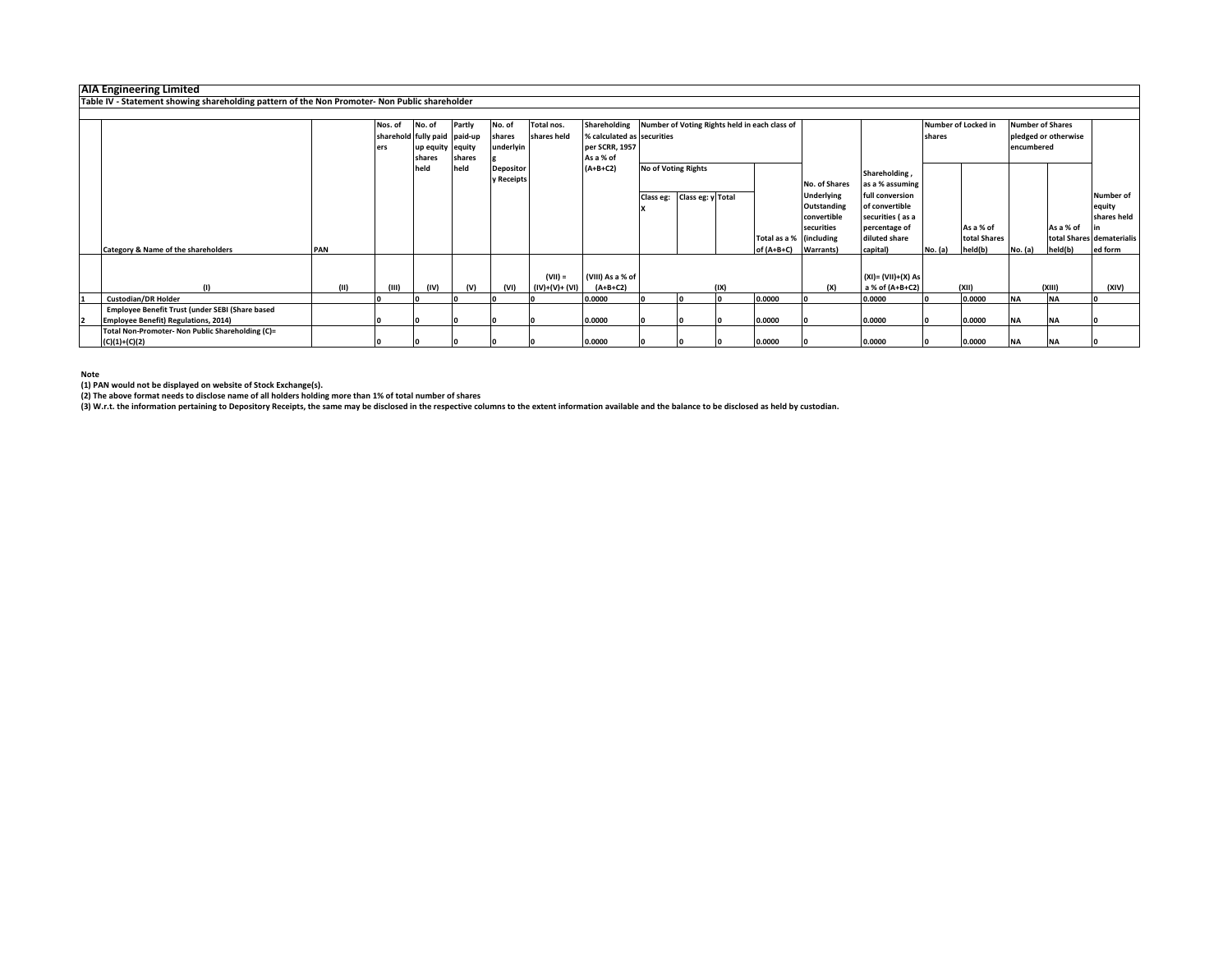## AIA Engineering Limited

### Table IV - Statement showing shareholding pattern of the Non Promoter- Non Public shareholder

| | Category & Name of the shareholders | PAN | Nos. of shareholders | No. of fully paid up equity shares held | Partly paid-up equity shares held | No. of shares underlying Depository Receipts | Total nos. shares held | Shareholding % calculated as per SCRR, 1957 As a % of (A+B+C2) | Number of Voting Rights held in each class of securities | | | | No. of Shares Underlying Outstanding convertible securities (including Warrants) | Shareholding , as a % assuming full conversion of convertible securities ( as a percentage of diluted share capital) | Number of Locked in shares | | Number of Shares pledged or otherwise encumbered | | Number of equity shares held in dematerialised form |
|---|---|---|---|---|---|---|---|---|---|---|---|---|---|---|---|---|---|---|---|
| | | | | | | | | | No of Voting Rights | | | Total as a % of (A+B+C) | | | No. (a) | As a % of total Shares held(b) | No. (a) | As a % of total Shares held(b) | |
| | | | | | | | | | Class eg: X | Class eg: y | Total | | | | | | | | |
| | (I) | (II) | (III) | (IV) | (V) | (VI) | (VII) = (IV)+(V)+ (VI) | (VIII) As a % of (A+B+C2) | (IX) | | | | (X) | (XI)= (VII)+(X) As a % of (A+B+C2) | (XII) | | (XIII) | | (XIV) |
| 1 | Custodian/DR Holder | | 0 | 0 | 0 | 0 | 0 | 0.0000 | 0 | 0 | 0 | 0.0000 | 0 | 0.0000 | 0 | 0.0000 | NA | NA | 0 |
| 2 | Employee Benefit Trust (under SEBI (Share based Employee Benefit) Regulations, 2014) | | 0 | 0 | 0 | 0 | 0 | 0.0000 | 0 | 0 | 0 | 0.0000 | 0 | 0.0000 | 0 | 0.0000 | NA | NA | 0 |
| | Total Non-Promoter- Non Public Shareholding (C)= (C)(1)+(C)(2) | | 0 | 0 | 0 | 0 | 0 | 0.0000 | 0 | 0 | 0 | 0.0000 | 0 | 0.0000 | 0 | 0.0000 | NA | NA | 0 |

**Note**

**(1) PAN would not be displayed on website of Stock Exchange(s).**

**(2) The above format needs to disclose name of all holders holding more than 1% of total number of shares**

**(3) W.r.t. the information pertaining to Depository Receipts, the same may be disclosed in the respective columns to the extent information available and the balance to be disclosed as held by custodian.**